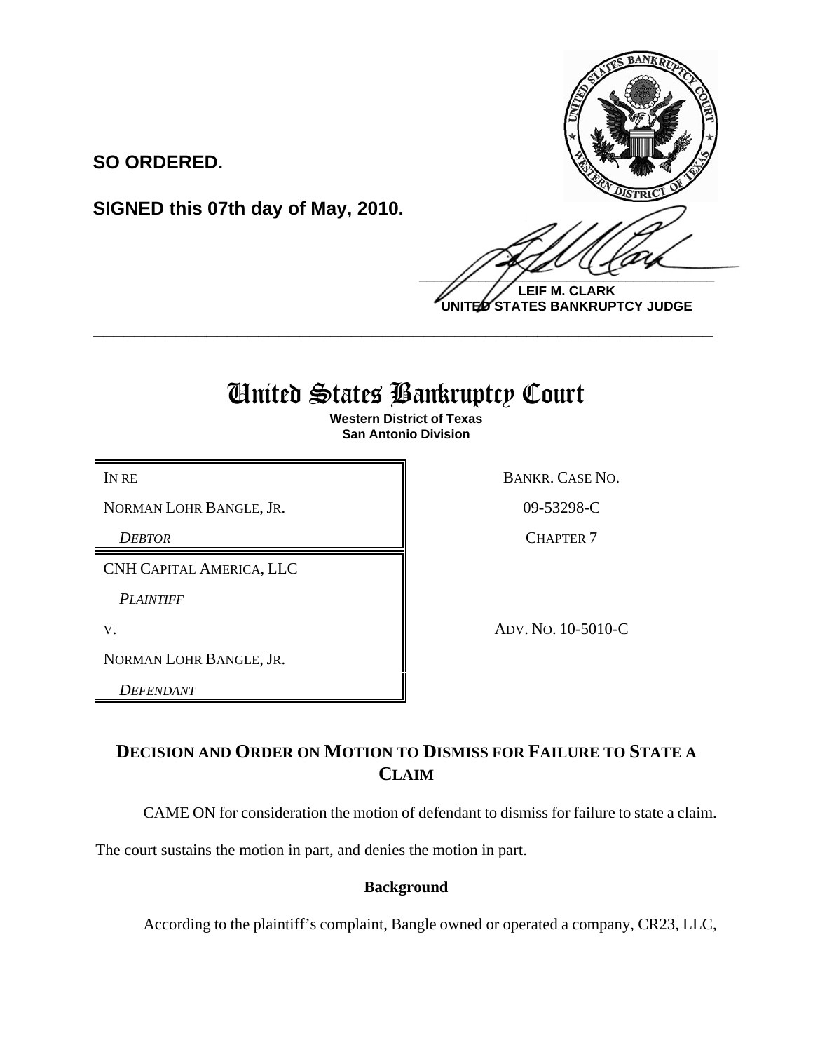**SO ORDERED.**

**SIGNED this 07th day of May, 2010.**

**LEIF M. CLARK**
**UNITED STATES BANKRUPTCY JUDGE**

---

# United States Bankruptcy Court

**Western District of Texas**
**San Antonio Division**

| | |
|---|---|
| IN RE | BANKR. CASE NO. |
| NORMAN LOHR BANGLE, JR. | 09-53298-C |
| *DEBTOR* | CHAPTER 7 |
| CNH CAPITAL AMERICA, LLC | |
| *PLAINTIFF* | |
| V. | ADV. NO. 10-5010-C |
| NORMAN LOHR BANGLE, JR. | |
| *DEFENDANT* | |

## DECISION AND ORDER ON MOTION TO DISMISS FOR FAILURE TO STATE A CLAIM

CAME ON for consideration the motion of defendant to dismiss for failure to state a claim. The court sustains the motion in part, and denies the motion in part.

### Background

According to the plaintiff's complaint, Bangle owned or operated a company, CR23, LLC,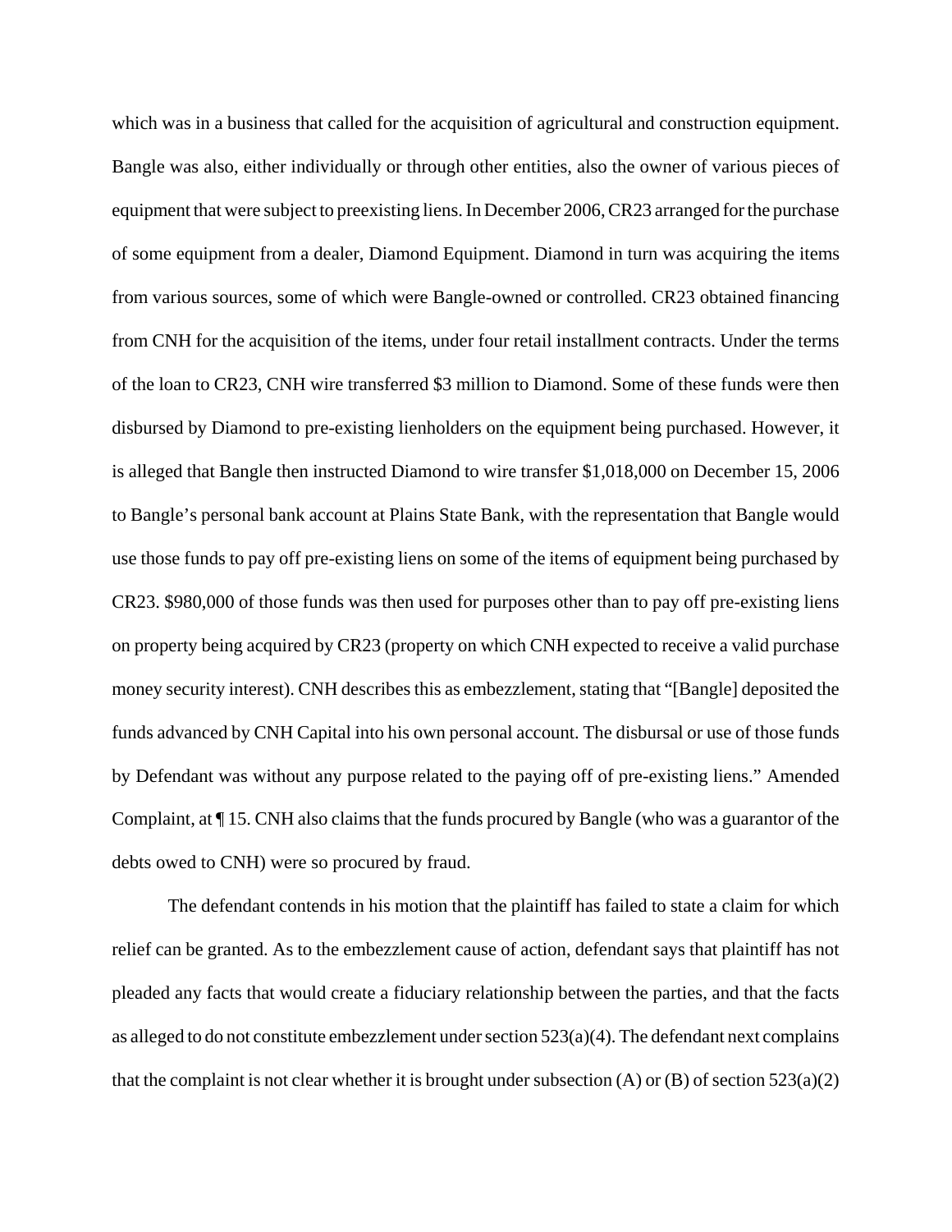which was in a business that called for the acquisition of agricultural and construction equipment. Bangle was also, either individually or through other entities, also the owner of various pieces of equipment that were subject to preexisting liens. In December 2006, CR23 arranged for the purchase of some equipment from a dealer, Diamond Equipment. Diamond in turn was acquiring the items from various sources, some of which were Bangle-owned or controlled. CR23 obtained financing from CNH for the acquisition of the items, under four retail installment contracts. Under the terms of the loan to CR23, CNH wire transferred $3 million to Diamond. Some of these funds were then disbursed by Diamond to pre-existing lienholders on the equipment being purchased. However, it is alleged that Bangle then instructed Diamond to wire transfer $1,018,000 on December 15, 2006 to Bangle's personal bank account at Plains State Bank, with the representation that Bangle would use those funds to pay off pre-existing liens on some of the items of equipment being purchased by CR23. $980,000 of those funds was then used for purposes other than to pay off pre-existing liens on property being acquired by CR23 (property on which CNH expected to receive a valid purchase money security interest). CNH describes this as embezzlement, stating that "[Bangle] deposited the funds advanced by CNH Capital into his own personal account. The disbursal or use of those funds by Defendant was without any purpose related to the paying off of pre-existing liens." Amended Complaint, at ¶ 15. CNH also claims that the funds procured by Bangle (who was a guarantor of the debts owed to CNH) were so procured by fraud.

The defendant contends in his motion that the plaintiff has failed to state a claim for which relief can be granted. As to the embezzlement cause of action, defendant says that plaintiff has not pleaded any facts that would create a fiduciary relationship between the parties, and that the facts as alleged to do not constitute embezzlement under section 523(a)(4). The defendant next complains that the complaint is not clear whether it is brought under subsection (A) or (B) of section 523(a)(2)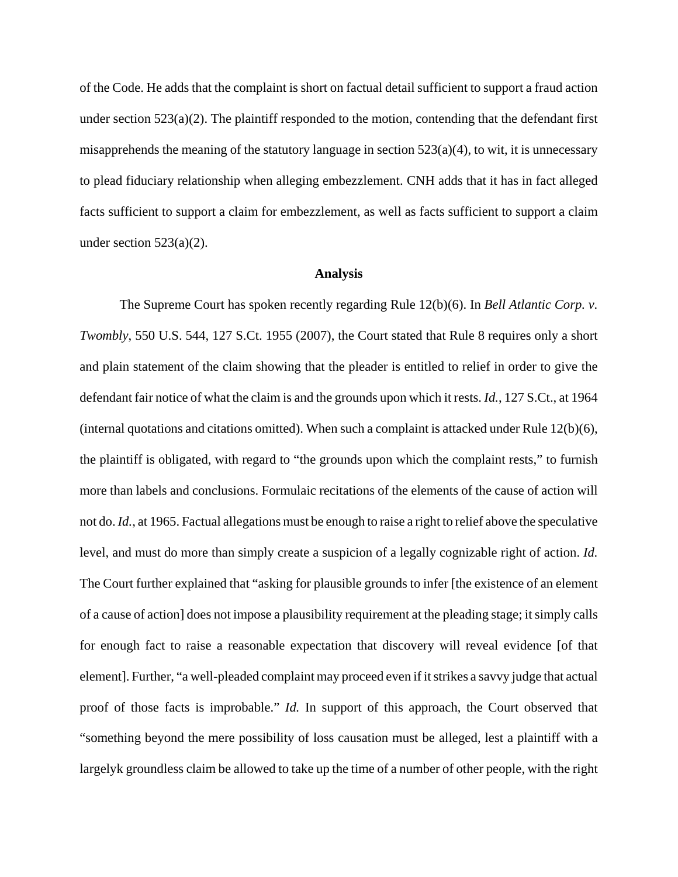of the Code. He adds that the complaint is short on factual detail sufficient to support a fraud action under section 523(a)(2). The plaintiff responded to the motion, contending that the defendant first misapprehends the meaning of the statutory language in section 523(a)(4), to wit, it is unnecessary to plead fiduciary relationship when alleging embezzlement. CNH adds that it has in fact alleged facts sufficient to support a claim for embezzlement, as well as facts sufficient to support a claim under section 523(a)(2).

**Analysis**

The Supreme Court has spoken recently regarding Rule 12(b)(6). In *Bell Atlantic Corp. v. Twombly*, 550 U.S. 544, 127 S.Ct. 1955 (2007), the Court stated that Rule 8 requires only a short and plain statement of the claim showing that the pleader is entitled to relief in order to give the defendant fair notice of what the claim is and the grounds upon which it rests. *Id.*, 127 S.Ct., at 1964 (internal quotations and citations omitted). When such a complaint is attacked under Rule 12(b)(6), the plaintiff is obligated, with regard to "the grounds upon which the complaint rests," to furnish more than labels and conclusions. Formulaic recitations of the elements of the cause of action will not do. *Id.*, at 1965. Factual allegations must be enough to raise a right to relief above the speculative level, and must do more than simply create a suspicion of a legally cognizable right of action. *Id.* The Court further explained that "asking for plausible grounds to infer [the existence of an element of a cause of action] does not impose a plausibility requirement at the pleading stage; it simply calls for enough fact to raise a reasonable expectation that discovery will reveal evidence [of that element]. Further, "a well-pleaded complaint may proceed even if it strikes a savvy judge that actual proof of those facts is improbable." *Id.* In support of this approach, the Court observed that "something beyond the mere possibility of loss causation must be alleged, lest a plaintiff with a largelyk groundless claim be allowed to take up the time of a number of other people, with the right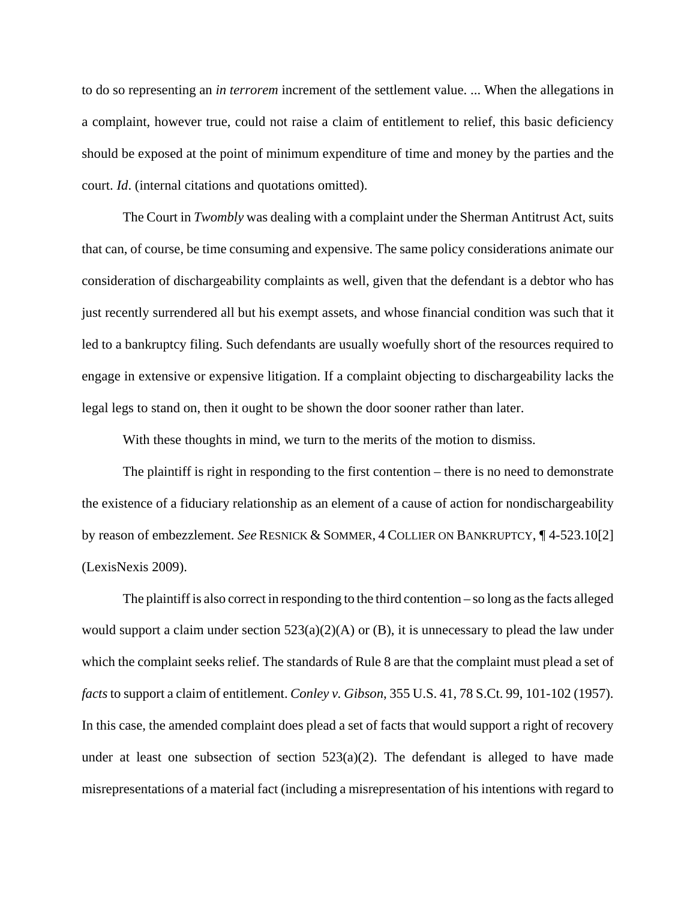to do so representing an *in terrorem* increment of the settlement value. ... When the allegations in a complaint, however true, could not raise a claim of entitlement to relief, this basic deficiency should be exposed at the point of minimum expenditure of time and money by the parties and the court. *Id*. (internal citations and quotations omitted).

The Court in *Twombly* was dealing with a complaint under the Sherman Antitrust Act, suits that can, of course, be time consuming and expensive. The same policy considerations animate our consideration of dischargeability complaints as well, given that the defendant is a debtor who has just recently surrendered all but his exempt assets, and whose financial condition was such that it led to a bankruptcy filing. Such defendants are usually woefully short of the resources required to engage in extensive or expensive litigation. If a complaint objecting to dischargeability lacks the legal legs to stand on, then it ought to be shown the door sooner rather than later.

With these thoughts in mind, we turn to the merits of the motion to dismiss.

The plaintiff is right in responding to the first contention – there is no need to demonstrate the existence of a fiduciary relationship as an element of a cause of action for nondischargeability by reason of embezzlement. *See* RESNICK & SOMMER, 4 COLLIER ON BANKRUPTCY, ¶ 4-523.10[2] (LexisNexis 2009).

The plaintiff is also correct in responding to the third contention – so long as the facts alleged would support a claim under section 523(a)(2)(A) or (B), it is unnecessary to plead the law under which the complaint seeks relief. The standards of Rule 8 are that the complaint must plead a set of *facts* to support a claim of entitlement. *Conley v. Gibson*, 355 U.S. 41, 78 S.Ct. 99, 101-102 (1957). In this case, the amended complaint does plead a set of facts that would support a right of recovery under at least one subsection of section 523(a)(2). The defendant is alleged to have made misrepresentations of a material fact (including a misrepresentation of his intentions with regard to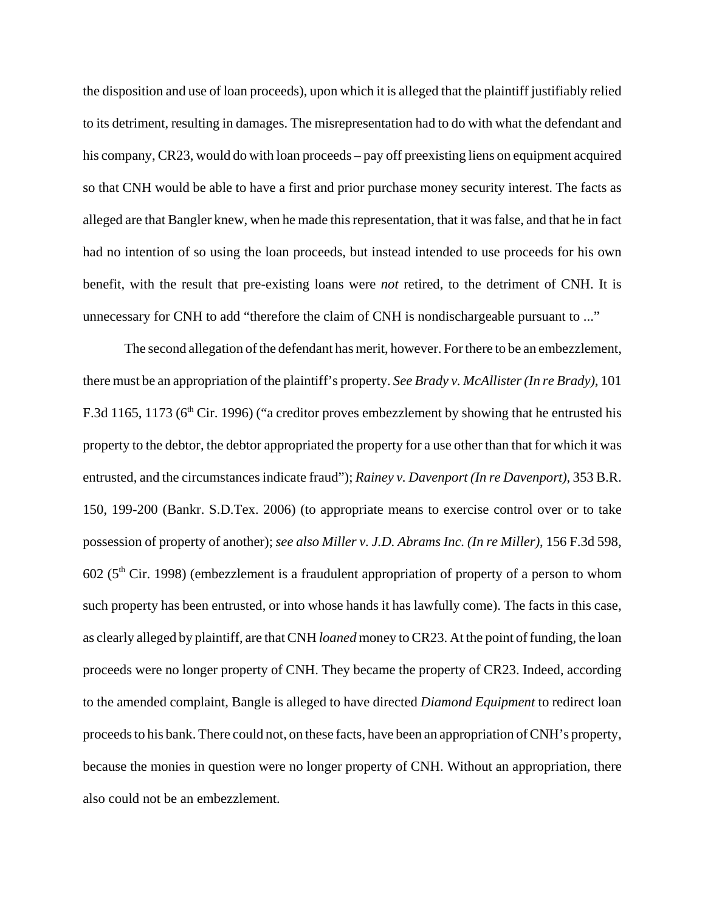the disposition and use of loan proceeds), upon which it is alleged that the plaintiff justifiably relied to its detriment, resulting in damages. The misrepresentation had to do with what the defendant and his company, CR23, would do with loan proceeds – pay off preexisting liens on equipment acquired so that CNH would be able to have a first and prior purchase money security interest. The facts as alleged are that Bangler knew, when he made this representation, that it was false, and that he in fact had no intention of so using the loan proceeds, but instead intended to use proceeds for his own benefit, with the result that pre-existing loans were *not* retired, to the detriment of CNH. It is unnecessary for CNH to add "therefore the claim of CNH is nondischargeable pursuant to ..."

The second allegation of the defendant has merit, however. For there to be an embezzlement, there must be an appropriation of the plaintiff's property. *See Brady v. McAllister (In re Brady)*, 101 F.3d 1165, 1173 (6th Cir. 1996) ("a creditor proves embezzlement by showing that he entrusted his property to the debtor, the debtor appropriated the property for a use other than that for which it was entrusted, and the circumstances indicate fraud"); *Rainey v. Davenport (In re Davenport)*, 353 B.R. 150, 199-200 (Bankr. S.D.Tex. 2006) (to appropriate means to exercise control over or to take possession of property of another); *see also Miller v. J.D. Abrams Inc. (In re Miller)*, 156 F.3d 598, 602 (5th Cir. 1998) (embezzlement is a fraudulent appropriation of property of a person to whom such property has been entrusted, or into whose hands it has lawfully come). The facts in this case, as clearly alleged by plaintiff, are that CNH *loaned* money to CR23. At the point of funding, the loan proceeds were no longer property of CNH. They became the property of CR23. Indeed, according to the amended complaint, Bangle is alleged to have directed *Diamond Equipment* to redirect loan proceeds to his bank. There could not, on these facts, have been an appropriation of CNH's property, because the monies in question were no longer property of CNH. Without an appropriation, there also could not be an embezzlement.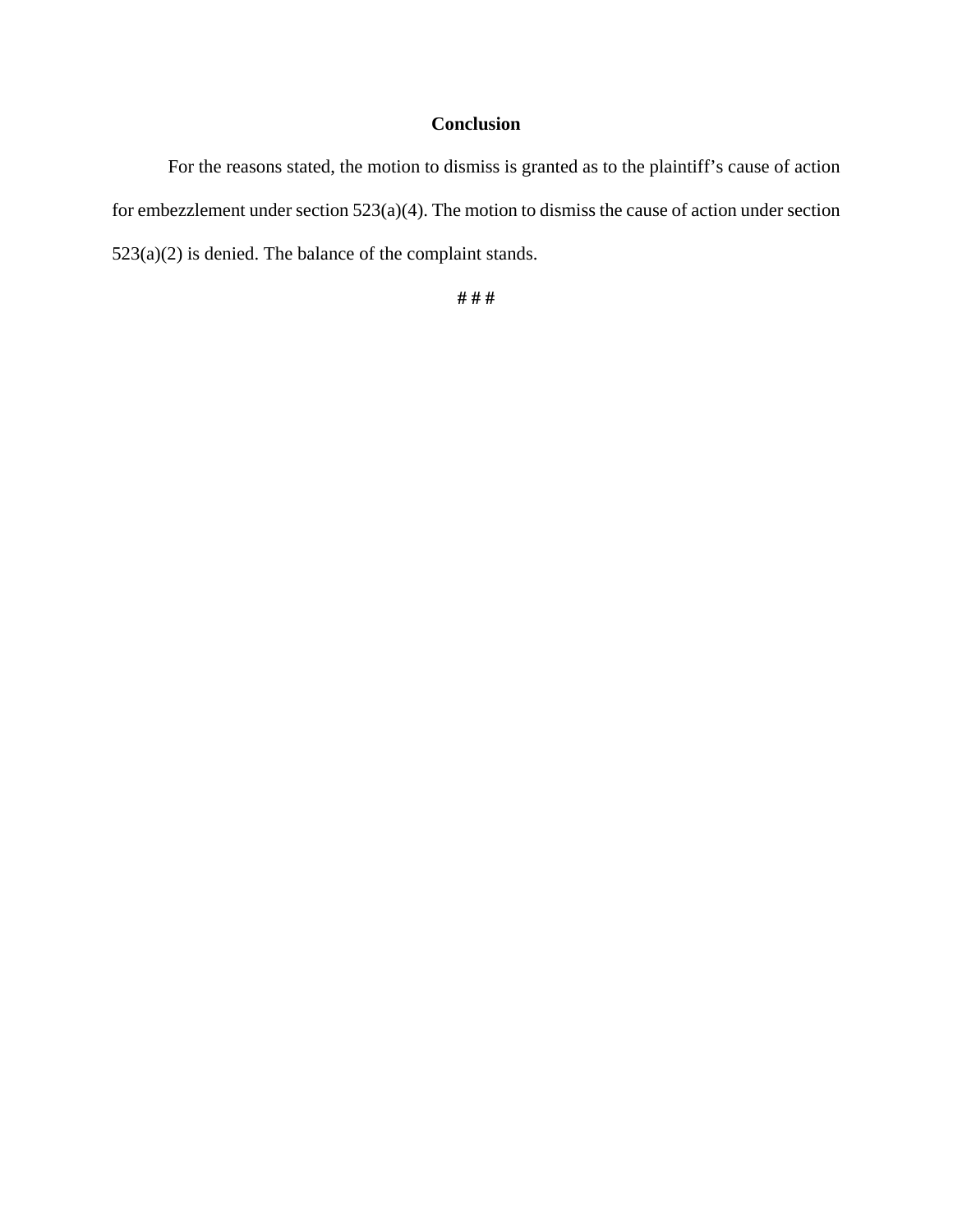## Conclusion

For the reasons stated, the motion to dismiss is granted as to the plaintiff's cause of action for embezzlement under section 523(a)(4). The motion to dismiss the cause of action under section 523(a)(2) is denied. The balance of the complaint stands.

# # #